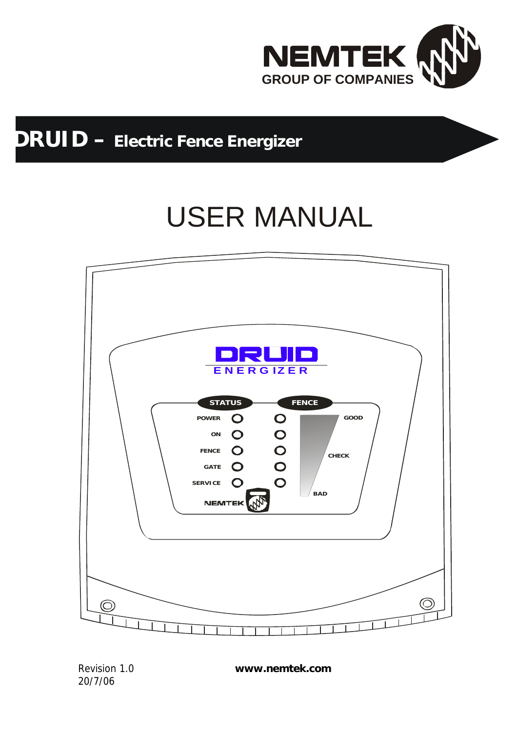NEMTEK
GROUP OF COMPANIES

# DRUID – Electric Fence Energizer

# USER MANUAL

Revision 1.0
20/7/06

**www.nemtek.com**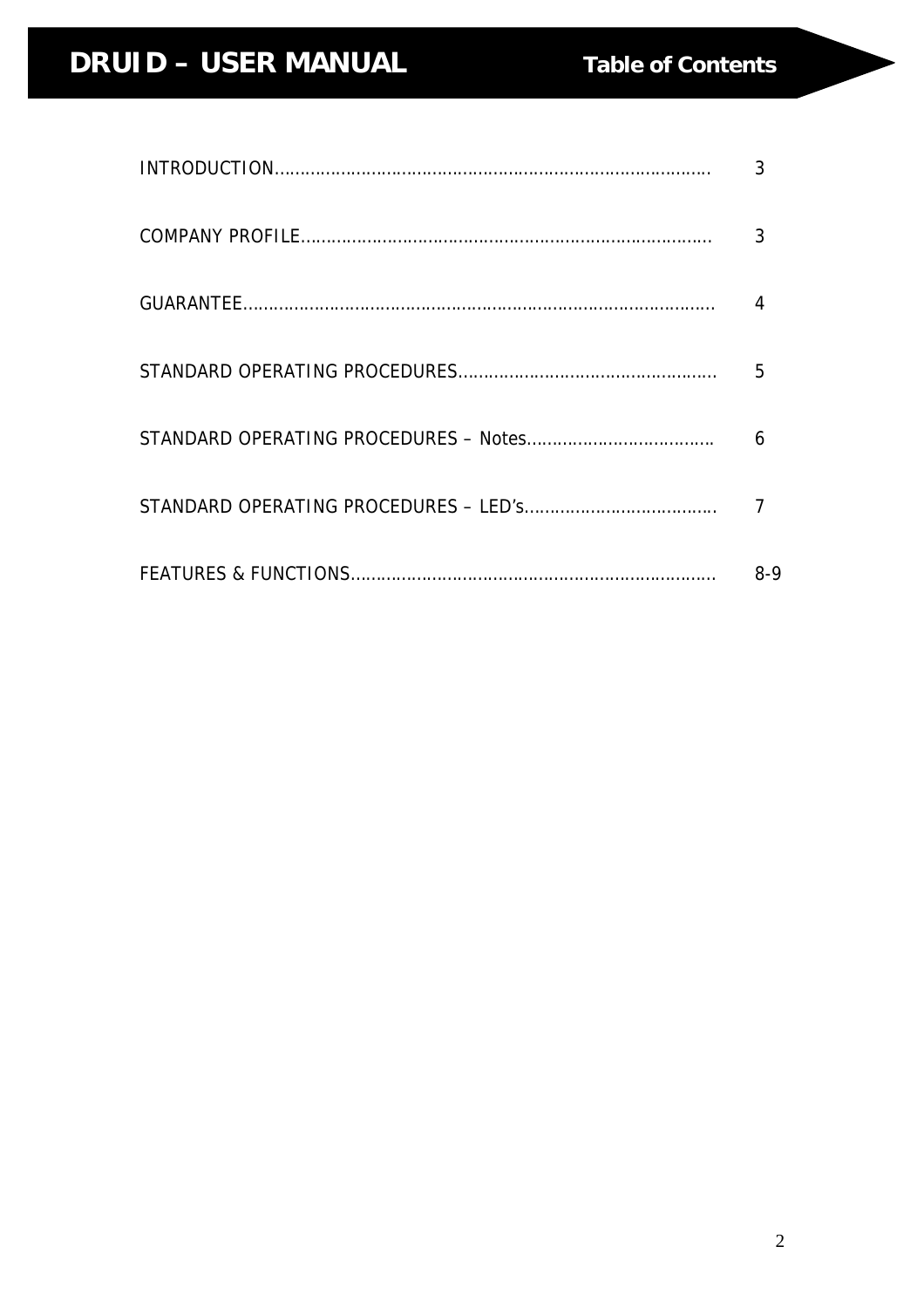# Table of Contents

| | |
|---|---|
| INTRODUCTION | 3 |
| COMPANY PROFILE | 3 |
| GUARANTEE | 4 |
| STANDARD OPERATING PROCEDURES | 5 |
| STANDARD OPERATING PROCEDURES – Notes | 6 |
| STANDARD OPERATING PROCEDURES – LED's | 7 |
| FEATURES & FUNCTIONS | 8-9 |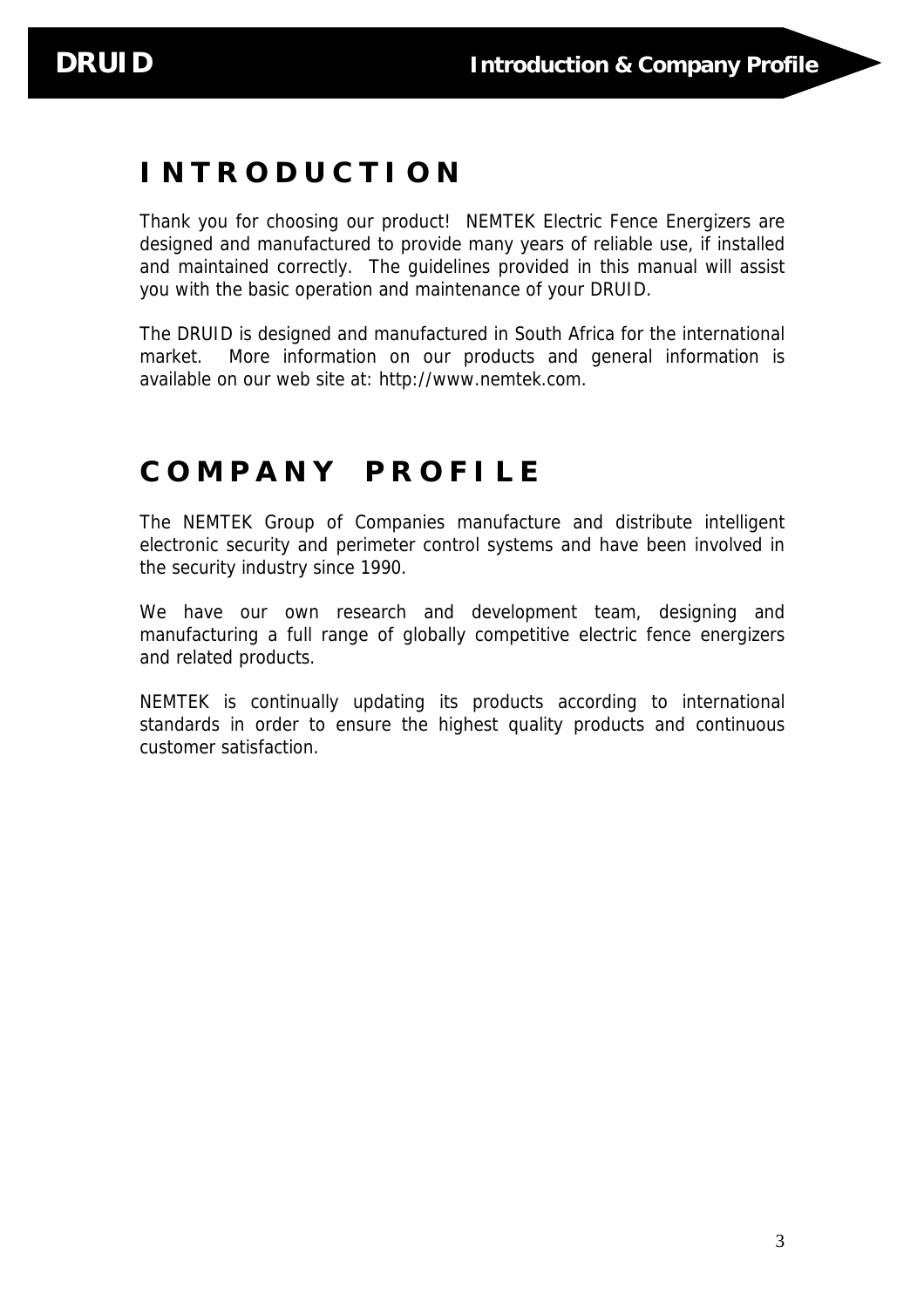# INTRODUCTION

Thank you for choosing our product! NEMTEK Electric Fence Energizers are designed and manufactured to provide many years of reliable use, if installed and maintained correctly. The guidelines provided in this manual will assist you with the basic operation and maintenance of your DRUID.

The DRUID is designed and manufactured in South Africa for the international market. More information on our products and general information is available on our web site at: http://www.nemtek.com.

# COMPANY PROFILE

The NEMTEK Group of Companies manufacture and distribute intelligent electronic security and perimeter control systems and have been involved in the security industry since 1990.

We have our own research and development team, designing and manufacturing a full range of globally competitive electric fence energizers and related products.

NEMTEK is continually updating its products according to international standards in order to ensure the highest quality products and continuous customer satisfaction.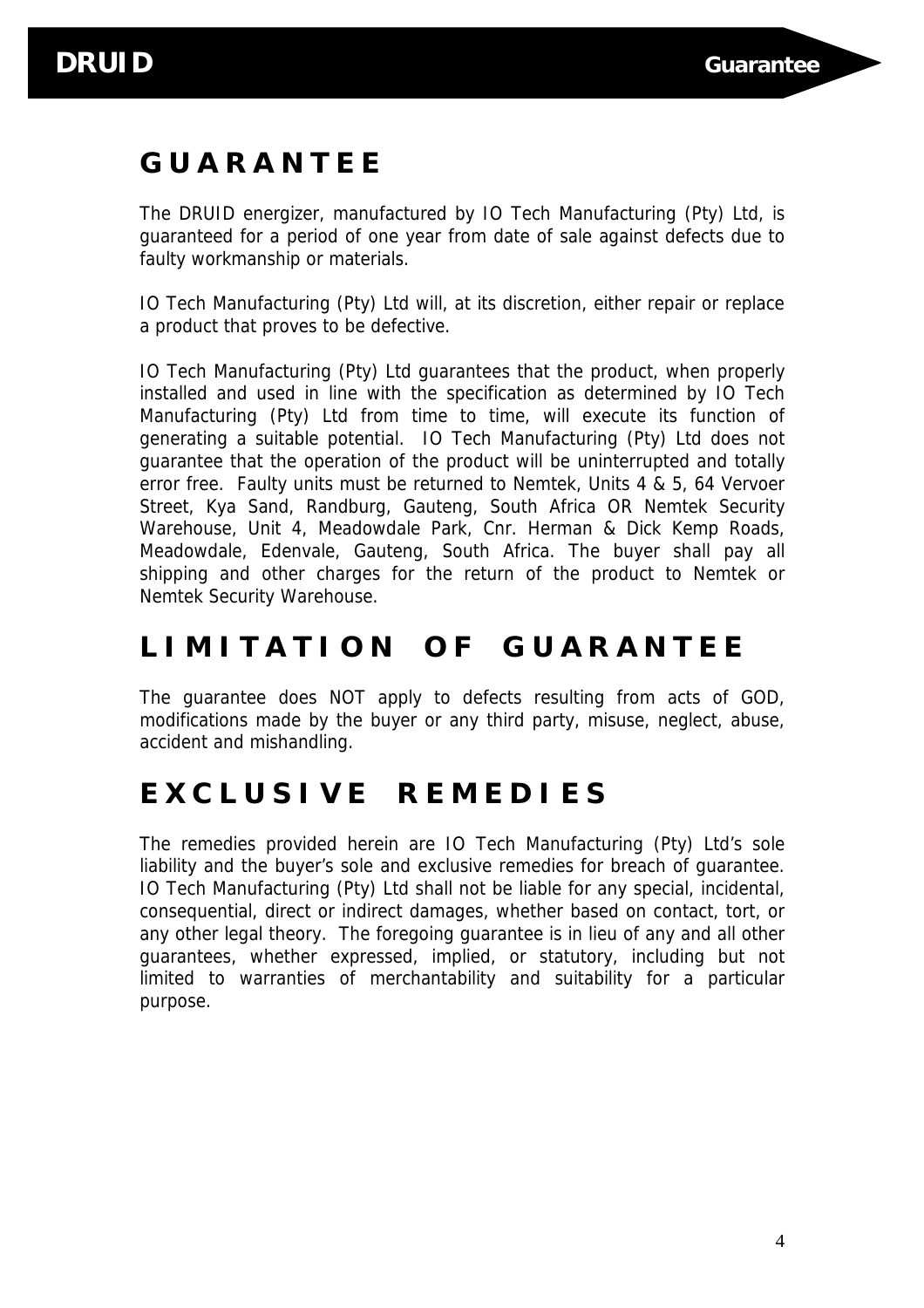# GUARANTEE

The DRUID energizer, manufactured by IO Tech Manufacturing (Pty) Ltd, is guaranteed for a period of one year from date of sale against defects due to faulty workmanship or materials.

IO Tech Manufacturing (Pty) Ltd will, at its discretion, either repair or replace a product that proves to be defective.

IO Tech Manufacturing (Pty) Ltd guarantees that the product, when properly installed and used in line with the specification as determined by IO Tech Manufacturing (Pty) Ltd from time to time, will execute its function of generating a suitable potential. IO Tech Manufacturing (Pty) Ltd does not guarantee that the operation of the product will be uninterrupted and totally error free. Faulty units must be returned to Nemtek, Units 4 & 5, 64 Vervoer Street, Kya Sand, Randburg, Gauteng, South Africa OR Nemtek Security Warehouse, Unit 4, Meadowdale Park, Cnr. Herman & Dick Kemp Roads, Meadowdale, Edenvale, Gauteng, South Africa. The buyer shall pay all shipping and other charges for the return of the product to Nemtek or Nemtek Security Warehouse.

# LIMITATION OF GUARANTEE

The guarantee does NOT apply to defects resulting from acts of GOD, modifications made by the buyer or any third party, misuse, neglect, abuse, accident and mishandling.

# EXCLUSIVE REMEDIES

The remedies provided herein are IO Tech Manufacturing (Pty) Ltd's sole liability and the buyer's sole and exclusive remedies for breach of guarantee. IO Tech Manufacturing (Pty) Ltd shall not be liable for any special, incidental, consequential, direct or indirect damages, whether based on contact, tort, or any other legal theory. The foregoing guarantee is in lieu of any and all other guarantees, whether expressed, implied, or statutory, including but not limited to warranties of merchantability and suitability for a particular purpose.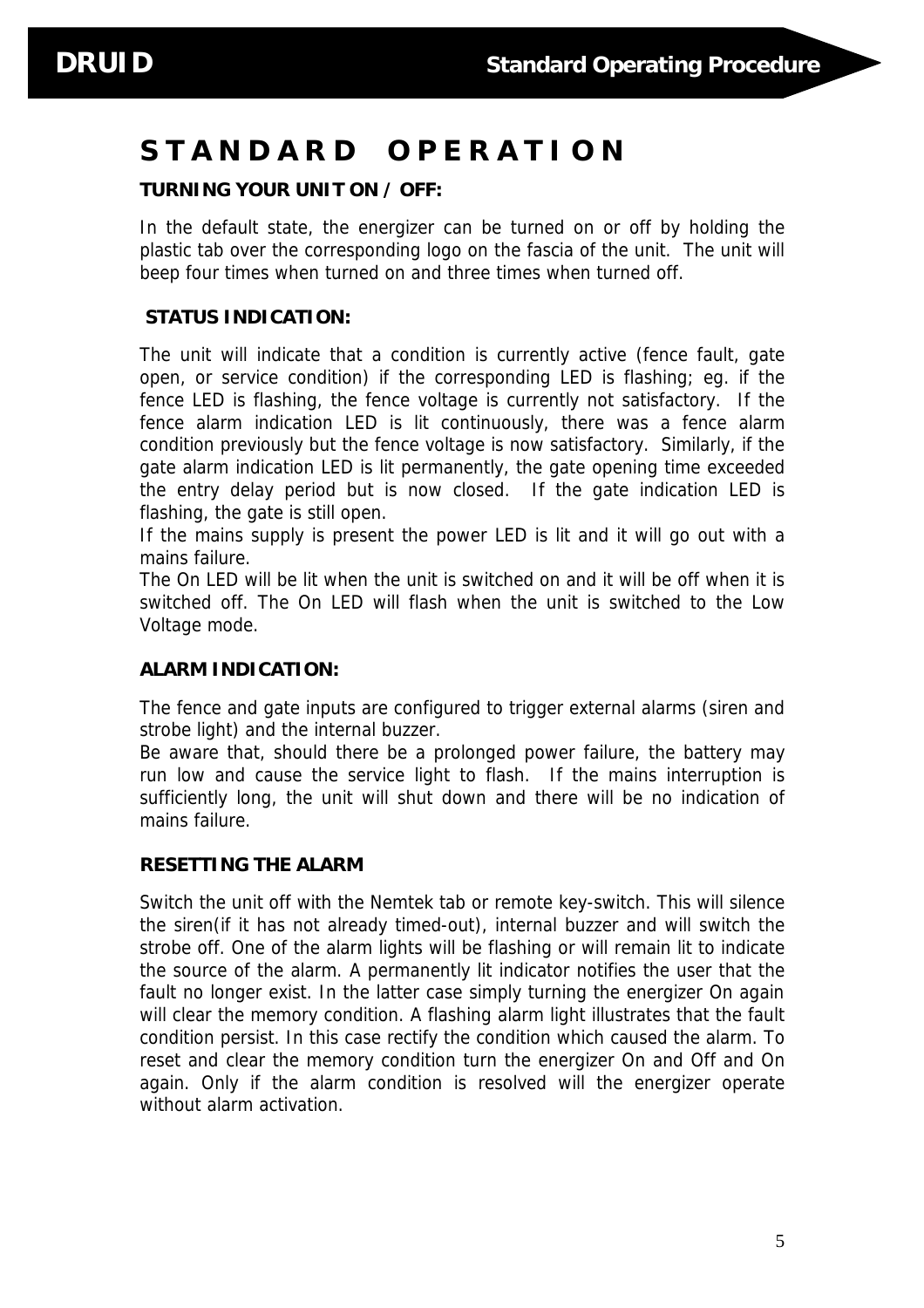# STANDARD OPERATION

### TURNING YOUR UNIT ON / OFF:

In the default state, the energizer can be turned on or off by holding the plastic tab over the corresponding logo on the fascia of the unit. The unit will beep four times when turned on and three times when turned off.

### STATUS INDICATION:

The unit will indicate that a condition is currently active (fence fault, gate open, or service condition) if the corresponding LED is flashing; eg. if the fence LED is flashing, the fence voltage is currently not satisfactory. If the fence alarm indication LED is lit continuously, there was a fence alarm condition previously but the fence voltage is now satisfactory. Similarly, if the gate alarm indication LED is lit permanently, the gate opening time exceeded the entry delay period but is now closed. If the gate indication LED is flashing, the gate is still open.

If the mains supply is present the power LED is lit and it will go out with a mains failure.

The On LED will be lit when the unit is switched on and it will be off when it is switched off. The On LED will flash when the unit is switched to the Low Voltage mode.

### ALARM INDICATION:

The fence and gate inputs are configured to trigger external alarms (siren and strobe light) and the internal buzzer.

Be aware that, should there be a prolonged power failure, the battery may run low and cause the service light to flash. If the mains interruption is sufficiently long, the unit will shut down and there will be no indication of mains failure.

### RESETTING THE ALARM

Switch the unit off with the Nemtek tab or remote key-switch. This will silence the siren(if it has not already timed-out), internal buzzer and will switch the strobe off. One of the alarm lights will be flashing or will remain lit to indicate the source of the alarm. A permanently lit indicator notifies the user that the fault no longer exist. In the latter case simply turning the energizer On again will clear the memory condition. A flashing alarm light illustrates that the fault condition persist. In this case rectify the condition which caused the alarm. To reset and clear the memory condition turn the energizer On and Off and On again. Only if the alarm condition is resolved will the energizer operate without alarm activation.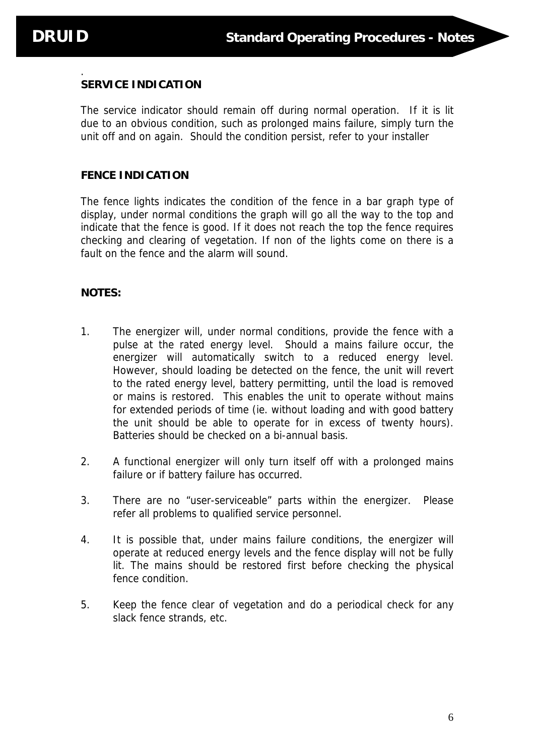## SERVICE INDICATION

The service indicator should remain off during normal operation. If it is lit due to an obvious condition, such as prolonged mains failure, simply turn the unit off and on again. Should the condition persist, refer to your installer

## FENCE INDICATION

The fence lights indicates the condition of the fence in a bar graph type of display, under normal conditions the graph will go all the way to the top and indicate that the fence is good. If it does not reach the top the fence requires checking and clearing of vegetation. If non of the lights come on there is a fault on the fence and the alarm will sound.

## NOTES:

1. The energizer will, under normal conditions, provide the fence with a pulse at the rated energy level. Should a mains failure occur, the energizer will automatically switch to a reduced energy level. However, should loading be detected on the fence, the unit will revert to the rated energy level, battery permitting, until the load is removed or mains is restored. This enables the unit to operate without mains for extended periods of time (ie. without loading and with good battery the unit should be able to operate for in excess of twenty hours). Batteries should be checked on a bi-annual basis.

2. A functional energizer will only turn itself off with a prolonged mains failure or if battery failure has occurred.

3. There are no "user-serviceable" parts within the energizer. Please refer all problems to qualified service personnel.

4. It is possible that, under mains failure conditions, the energizer will operate at reduced energy levels and the fence display will not be fully lit. The mains should be restored first before checking the physical fence condition.

5. Keep the fence clear of vegetation and do a periodical check for any slack fence strands, etc.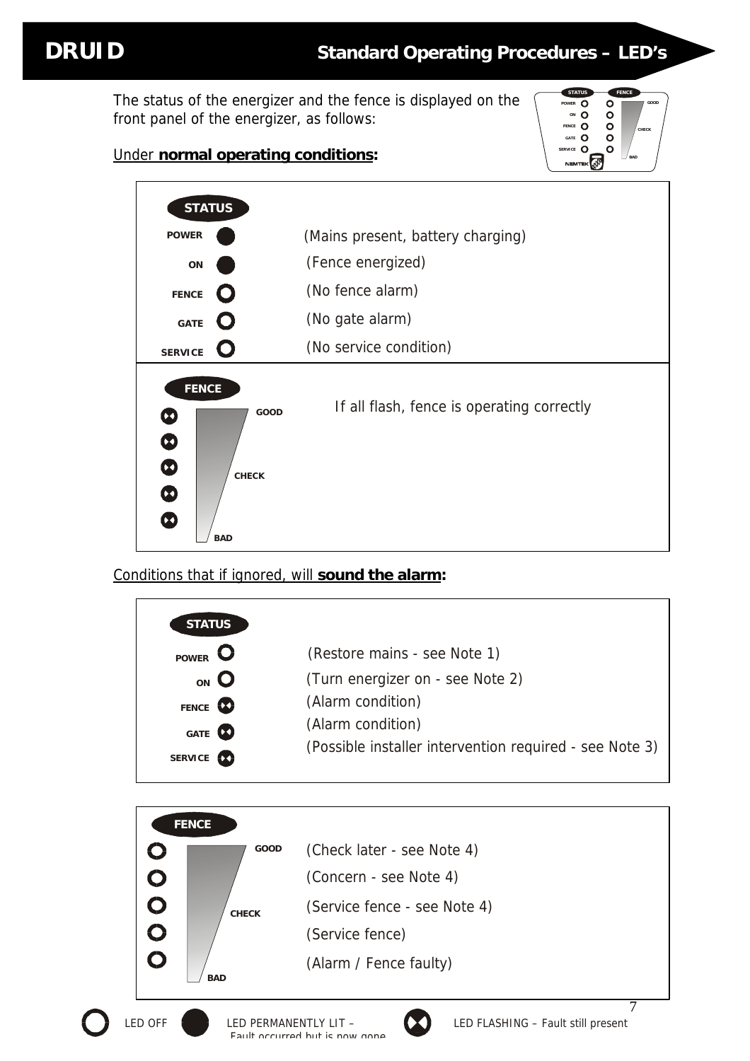# DRUID

## Standard Operating Procedures – LED's

The status of the energizer and the fence is displayed on the front panel of the energizer, as follows:

Under **normal operating conditions:**

| STATUS | LED | |
|---|---|---|
| POWER | LED PERMANENTLY LIT | (Mains present, battery charging) |
| ON | LED PERMANENTLY LIT | (Fence energized) |
| FENCE | LED OFF | (No fence alarm) |
| GATE | LED OFF | (No gate alarm) |
| SERVICE | LED OFF | (No service condition) |

| FENCE | LED | |
|---|---|---|
| GOOD / CHECK / BAD | All LEDs FLASHING | If all flash, fence is operating correctly |

Conditions that if ignored, will **sound the alarm:**

| STATUS | LED | |
|---|---|---|
| POWER | LED OFF | (Restore mains - see Note 1) |
| ON | LED OFF | (Turn energizer on - see Note 2) |
| FENCE | LED FLASHING | (Alarm condition) |
| GATE | LED FLASHING | (Alarm condition) |
| SERVICE | LED FLASHING | (Possible installer intervention required - see Note 3) |

| FENCE | LED | |
|---|---|---|
| GOOD | LED OFF | (Check later - see Note 4) |
| | LED OFF | (Concern - see Note 4) |
| CHECK | LED OFF | (Service fence - see Note 4) |
| | LED OFF | (Service fence) |
| BAD | LED OFF | (Alarm / Fence faulty) |

LED OFF — LED PERMANENTLY LIT – Fault occurred but is now gone — LED FLASHING – Fault still present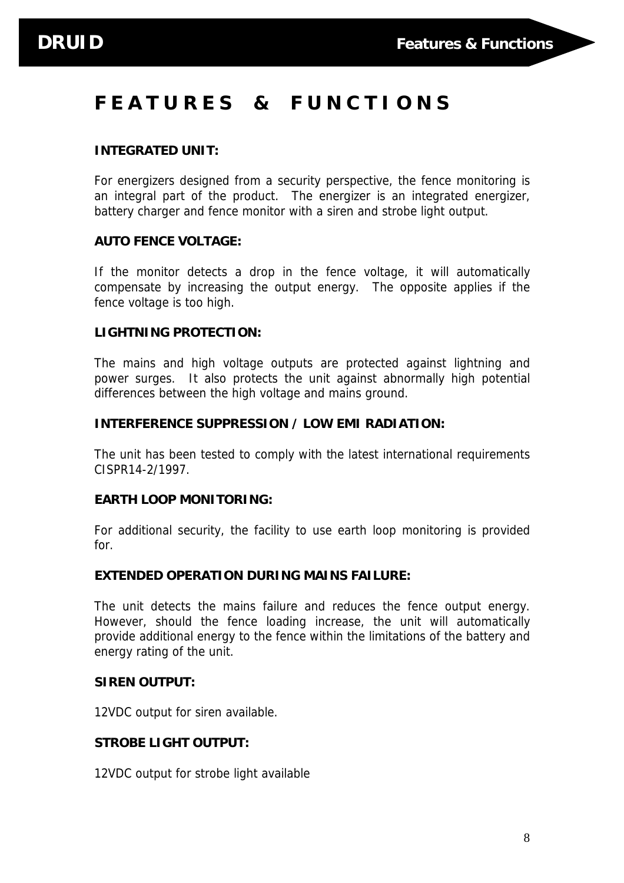# FEATURES & FUNCTIONS

**INTEGRATED UNIT:**

For energizers designed from a security perspective, the fence monitoring is an integral part of the product. The energizer is an integrated energizer, battery charger and fence monitor with a siren and strobe light output.

**AUTO FENCE VOLTAGE:**

If the monitor detects a drop in the fence voltage, it will automatically compensate by increasing the output energy. The opposite applies if the fence voltage is too high.

**LIGHTNING PROTECTION:**

The mains and high voltage outputs are protected against lightning and power surges. It also protects the unit against abnormally high potential differences between the high voltage and mains ground.

**INTERFERENCE SUPPRESSION / LOW EMI RADIATION:**

The unit has been tested to comply with the latest international requirements CISPR14-2/1997.

**EARTH LOOP MONITORING:**

For additional security, the facility to use earth loop monitoring is provided for.

**EXTENDED OPERATION DURING MAINS FAILURE:**

The unit detects the mains failure and reduces the fence output energy. However, should the fence loading increase, the unit will automatically provide additional energy to the fence within the limitations of the battery and energy rating of the unit.

**SIREN OUTPUT:**

12VDC output for siren available.

**STROBE LIGHT OUTPUT:**

12VDC output for strobe light available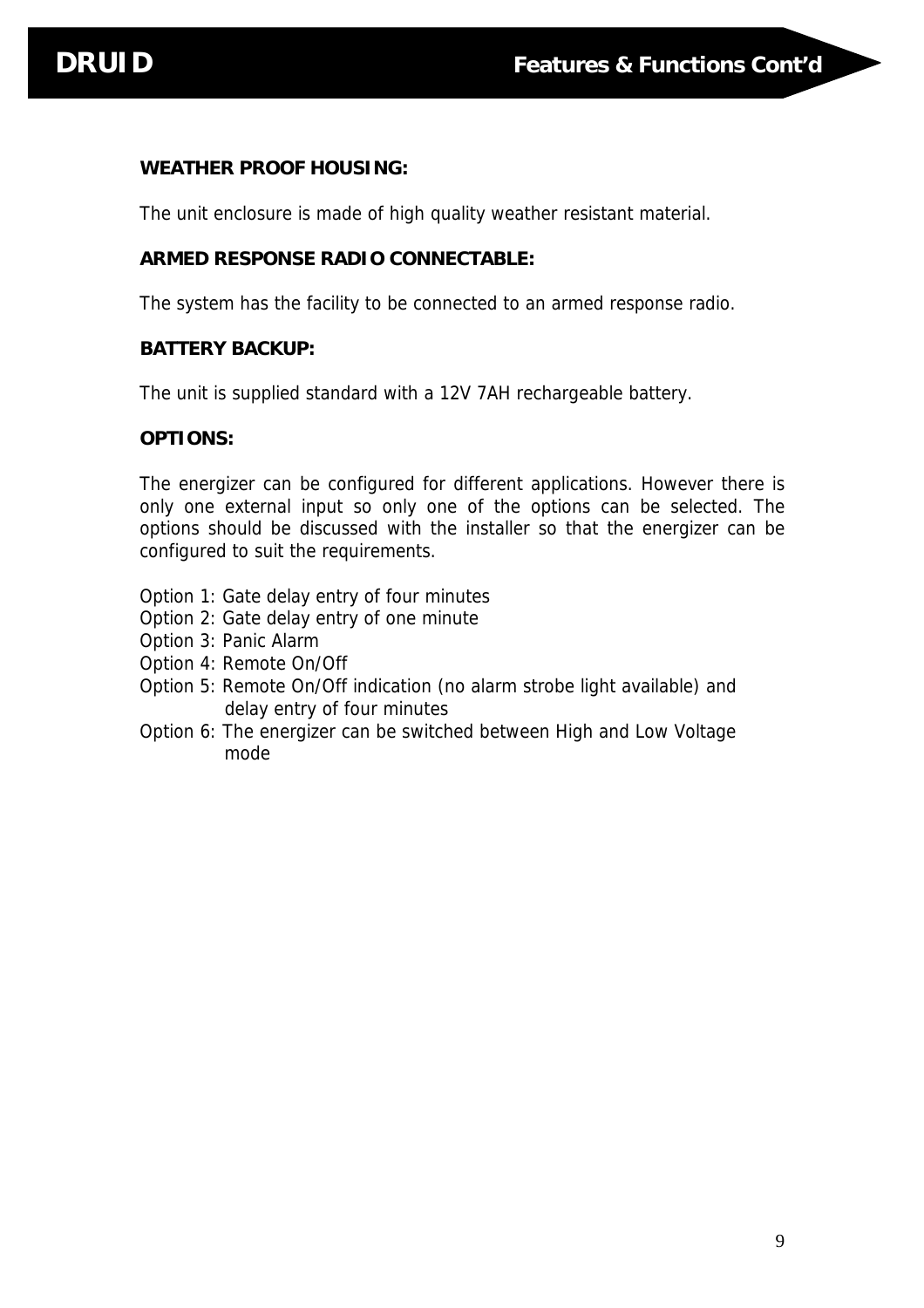### WEATHER PROOF HOUSING:

The unit enclosure is made of high quality weather resistant material.

### ARMED RESPONSE RADIO CONNECTABLE:

The system has the facility to be connected to an armed response radio.

### BATTERY BACKUP:

The unit is supplied standard with a 12V 7AH rechargeable battery.

### OPTIONS:

The energizer can be configured for different applications. However there is only one external input so only one of the options can be selected. The options should be discussed with the installer so that the energizer can be configured to suit the requirements.

Option 1: Gate delay entry of four minutes
Option 2: Gate delay entry of one minute
Option 3: Panic Alarm
Option 4: Remote On/Off
Option 5: Remote On/Off indication (no alarm strobe light available) and delay entry of four minutes
Option 6: The energizer can be switched between High and Low Voltage mode